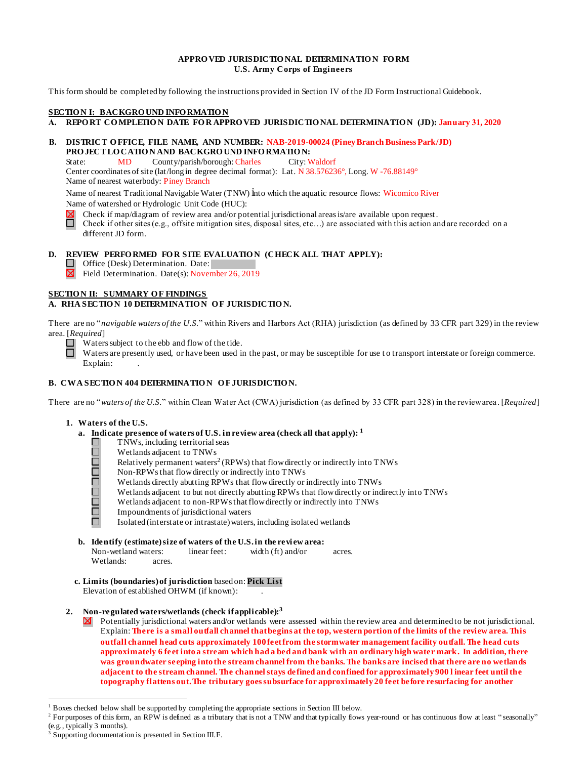**APPROVED JURISDICTIONAL DETERMINATION FORM**
**U.S. Army Corps of Engineers**

This form should be completed by following the instructions provided in Section IV of the JD Form Instructional Guidebook.

## SECTION I: BACKGROUND INFORMATION

**A. REPORT COMPLETION DATE FOR APPROVED JURISDICTIONAL DETERMINATION (JD): January 31, 2020**

**B. DISTRICT OFFICE, FILE NAME, AND NUMBER: NAB-2019-00024 (Piney Branch Business Park/JD)**
**PROJECT LOCATION AND BACKGROUND INFORMATION:**

State: MD County/parish/borough: Charles City: Waldorf
Center coordinates of site (lat/long in degree decimal format): Lat. N 38.576236°, Long. W -76.88149°
Name of nearest waterbody: Piney Branch

Name of nearest Traditional Navigable Water (TNW) into which the aquatic resource flows: Wicomico River
Name of watershed or Hydrologic Unit Code (HUC):

- ☒ Check if map/diagram of review area and/or potential jurisdictional areas is/are available upon request.
- ☐ Check if other sites (e.g., offsite mitigation sites, disposal sites, etc…) are associated with this action and are recorded on a different JD form.

**D. REVIEW PERFORMED FOR SITE EVALUATION (CHECK ALL THAT APPLY):**

- ☐ Office (Desk) Determination. Date:
- ☒ Field Determination. Date(s): November 26, 2019

## SECTION II: SUMMARY OF FINDINGS

**A. RHA SECTION 10 DETERMINATION OF JURISDICTION.**

There are no "*navigable waters of the U.S.*" within Rivers and Harbors Act (RHA) jurisdiction (as defined by 33 CFR part 329) in the review area. [*Required*]

- ☐ Waters subject to the ebb and flow of the tide.
- ☐ Waters are presently used, or have been used in the past, or may be susceptible for use to transport interstate or foreign commerce. Explain: .

**B. CWA SECTION 404 DETERMINATION OF JURISDICTION.**

There are no "*waters of the U.S.*" within Clean Water Act (CWA) jurisdiction (as defined by 33 CFR part 328) in the review area. [*Required*]

**1. Waters of the U.S.**

**a. Indicate presence of waters of U.S. in review area (check all that apply):** [1]

- ☐ TNWs, including territorial seas
- ☐ Wetlands adjacent to TNWs
- ☐ Relatively permanent waters[2] (RPWs) that flow directly or indirectly into TNWs
- ☐ Non-RPWs that flow directly or indirectly into TNWs
- ☐ Wetlands directly abutting RPWs that flow directly or indirectly into TNWs
- ☐ Wetlands adjacent to but not directly abutting RPWs that flow directly or indirectly into TNWs
- ☐ Wetlands adjacent to non-RPWs that flow directly or indirectly into TNWs
- ☐ Impoundments of jurisdictional waters
- ☐ Isolated (interstate or intrastate) waters, including isolated wetlands

**b. Identify (estimate) size of waters of the U.S. in the review area:**

Non-wetland waters: linear feet: width (ft) and/or acres.
Wetlands: acres.

**c. Limits (boundaries) of jurisdiction** based on: **Pick List**
Elevation of established OHWM (if known): .

**2. Non-regulated waters/wetlands (check if applicable):**[3]

- ☒ Potentially jurisdictional waters and/or wetlands were assessed within the review area and determined to be not jurisdictional. Explain: **There is a small outfall channel that begins at the top, western portion of the limits of the review area. This outfall channel head cuts approximately 100 feet from the stormwater management facility outfall. The head cuts approximately 6 feet into a stream which had a bed and bank with an ordinary high water mark. In addition, there was groundwater seeping into the stream channel from the banks. The banks are incised that there are no wetlands adjacent to the stream channel. The channel stays defined and confined for approximately 900 linear feet until the topography flattens out. The tributary goes subsurface for approximately 20 feet before resurfacing for another**

---

[1] Boxes checked below shall be supported by completing the appropriate sections in Section III below.
[2] For purposes of this form, an RPW is defined as a tributary that is not a TNW and that typically flows year-round or has continuous flow at least "seasonally" (e.g., typically 3 months).
[3] Supporting documentation is presented in Section III.F.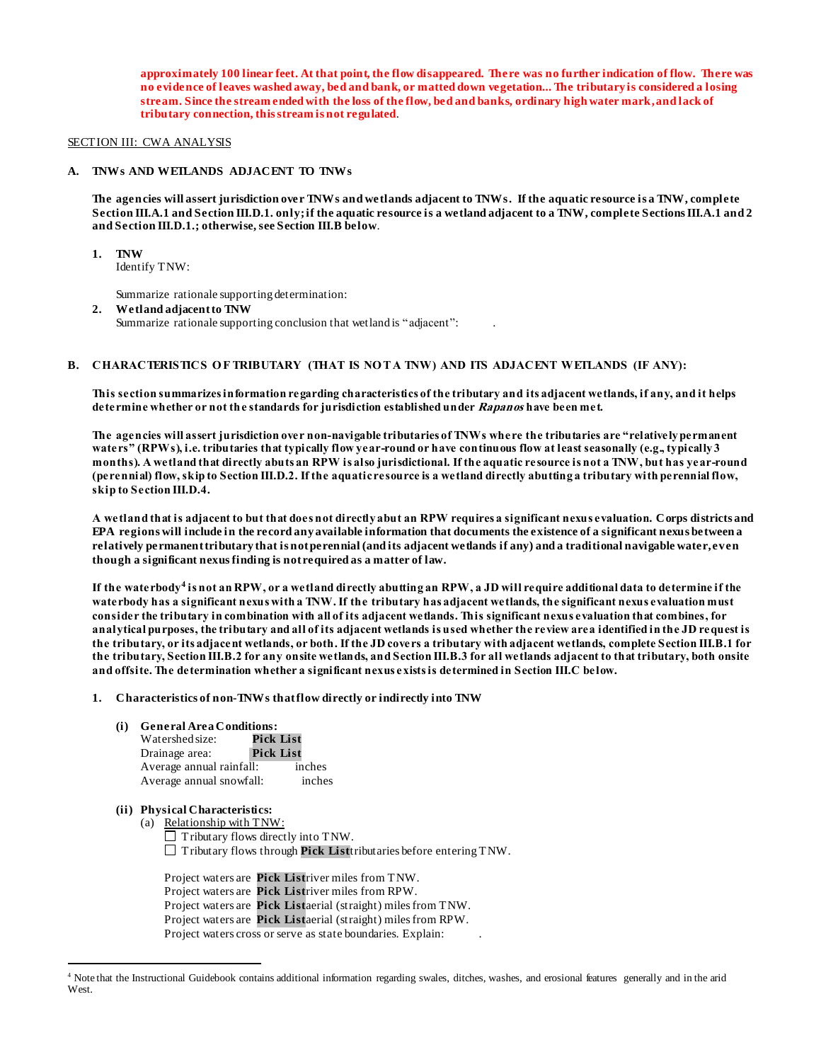**approximately 100 linear feet. At that point, the flow disappeared. There was no further indication of flow. There was no evidence of leaves washed away, bed and bank, or matted down vegetation... The tributary is considered a losing stream. Since the stream ended with the loss of the flow, bed and banks, ordinary high water mark, and lack of tributary connection, this stream is not regulated**.

SECTION III: CWA ANALYSIS

**A. TNWs AND WETLANDS ADJACENT TO TNWs**

**The agencies will assert jurisdiction over TNWs and wetlands adjacent to TNWs. If the aquatic resource is a TNW, complete Section III.A.1 and Section III.D.1. only; if the aquatic resource is a wetland adjacent to a TNW, complete Sections III.A.1 and 2 and Section III.D.1.; otherwise, see Section III.B below**.

**1. TNW**
Identify TNW:

Summarize rationale supporting determination:

**2. Wetland adjacent to TNW**
Summarize rationale supporting conclusion that wetland is "adjacent": .

**B. CHARACTERISTICS OF TRIBUTARY (THAT IS NOT A TNW) AND ITS ADJACENT WETLANDS (IF ANY):**

**This section summarizes information regarding characteristics of the tributary and its adjacent wetlands, if any, and it helps determine whether or not the standards for jurisdiction established under *Rapanos* have been met.**

**The agencies will assert jurisdiction over non-navigable tributaries of TNWs where the tributaries are "relatively permanent waters" (RPWs), i.e. tributaries that typically flow year-round or have continuous flow at least seasonally (e.g., typically 3 months). A wetland that directly abuts an RPW is also jurisdictional. If the aquatic resource is not a TNW, but has year-round (perennial) flow, skip to Section III.D.2. If the aquatic resource is a wetland directly abutting a tributary with perennial flow, skip to Section III.D.4.**

**A wetland that is adjacent to but that does not directly abut an RPW requires a significant nexus evaluation. Corps districts and EPA regions will include in the record any available information that documents the existence of a significant nexus between a relatively permanent tributary that is not perennial (and its adjacent wetlands if any) and a traditional navigable water, even though a significant nexus finding is not required as a matter of law.**

**If the waterbody[4] is not an RPW, or a wetland directly abutting an RPW, a JD will require additional data to determine if the waterbody has a significant nexus with a TNW. If the tributary has adjacent wetlands, the significant nexus evaluation must consider the tributary in combination with all of its adjacent wetlands. This significant nexus evaluation that combines, for analytical purposes, the tributary and all of its adjacent wetlands is used whether the review area identified in the JD request is the tributary, or its adjacent wetlands, or both. If the JD covers a tributary with adjacent wetlands, complete Section III.B.1 for the tributary, Section III.B.2 for any onsite wetlands, and Section III.B.3 for all wetlands adjacent to that tributary, both onsite and offsite. The determination whether a significant nexus exists is determined in Section III.C below.**

**1. Characteristics of non-TNWs that flow directly or indirectly into TNW**

**(i) General Area Conditions:**
Watershed size: **Pick List**
Drainage area: **Pick List**
Average annual rainfall: inches
Average annual snowfall: inches

**(ii) Physical Characteristics:**
(a) Relationship with TNW:
☐ Tributary flows directly into TNW.
☐ Tributary flows through **Pick List** tributaries before entering TNW.

Project waters are **Pick List** river miles from TNW.
Project waters are **Pick List** river miles from RPW.
Project waters are **Pick List** aerial (straight) miles from TNW.
Project waters are **Pick List** aerial (straight) miles from RPW.
Project waters cross or serve as state boundaries. Explain: .

[4] Note that the Instructional Guidebook contains additional information regarding swales, ditches, washes, and erosional features generally and in the arid West.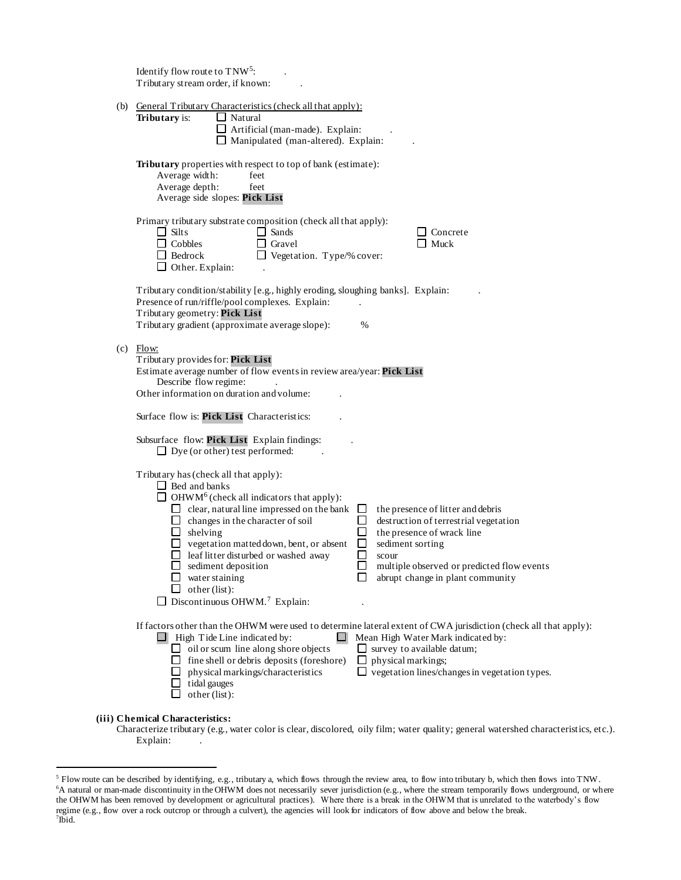Identify flow route to TNW[5]: .
Tributary stream order, if known: .

(b) General Tributary Characteristics (check all that apply):

**Tributary** is: ☐ Natural
☐ Artificial (man-made). Explain: .
☐ Manipulated (man-altered). Explain: .

**Tributary** properties with respect to top of bank (estimate):
Average width: feet
Average depth: feet
Average side slopes: **Pick List**

Primary tributary substrate composition (check all that apply):
☐ Silts ☐ Sands ☐ Concrete
☐ Cobbles ☐ Gravel ☐ Muck
☐ Bedrock ☐ Vegetation. Type/% cover:
☐ Other. Explain: .

Tributary condition/stability [e.g., highly eroding, sloughing banks]. Explain: .
Presence of run/riffle/pool complexes. Explain: .
Tributary geometry: **Pick List**
Tributary gradient (approximate average slope): %

(c) Flow:

Tributary provides for: **Pick List**
Estimate average number of flow events in review area/year: **Pick List**
Describe flow regime: .
Other information on duration and volume: .

Surface flow is: **Pick List** Characteristics: .

Subsurface flow: **Pick List** Explain findings: .
☐ Dye (or other) test performed: .

Tributary has (check all that apply):
☐ Bed and banks
☐ OHWM[6] (check all indicators that apply):
☐ clear, natural line impressed on the bank ☐ the presence of litter and debris
☐ changes in the character of soil ☐ destruction of terrestrial vegetation
☐ shelving ☐ the presence of wrack line
☐ vegetation matted down, bent, or absent ☐ sediment sorting
☐ leaf litter disturbed or washed away ☐ scour
☐ sediment deposition ☐ multiple observed or predicted flow events
☐ water staining ☐ abrupt change in plant community
☐ other (list):
☐ Discontinuous OHWM.[7] Explain: .

If factors other than the OHWM were used to determine lateral extent of CWA jurisdiction (check all that apply):
☐ High Tide Line indicated by: ☐ Mean High Water Mark indicated by:
☐ oil or scum line along shore objects ☐ survey to available datum;
☐ fine shell or debris deposits (foreshore) ☐ physical markings;
☐ physical markings/characteristics ☐ vegetation lines/changes in vegetation types.
☐ tidal gauges
☐ other (list):

**(iii) Chemical Characteristics:**

Characterize tributary (e.g., water color is clear, discolored, oily film; water quality; general watershed characteristics, etc.).
Explain: .

---

[5] Flow route can be described by identifying, e.g., tributary a, which flows through the review area, to flow into tributary b, which then flows into TNW.
[6] A natural or man-made discontinuity in the OHWM does not necessarily sever jurisdiction (e.g., where the stream temporarily flows underground, or where the OHWM has been removed by development or agricultural practices). Where there is a break in the OHWM that is unrelated to the waterbody's flow regime (e.g., flow over a rock outcrop or through a culvert), the agencies will look for indicators of flow above and below the break.
[7] Ibid.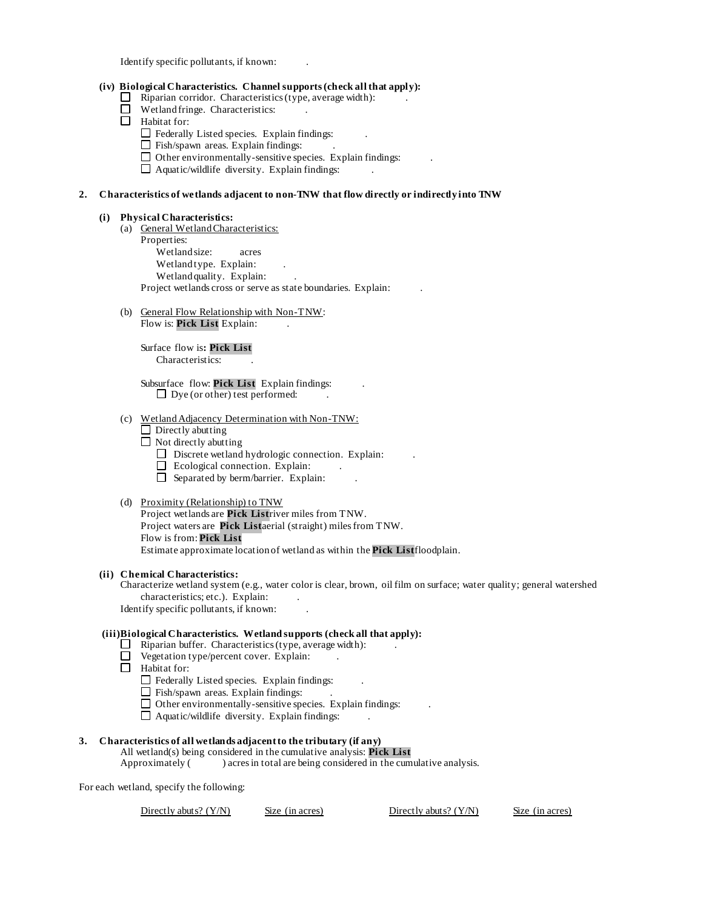Identify specific pollutants, if known: .

**(iv) Biological Characteristics. Channel supports (check all that apply):**

- ☐ Riparian corridor. Characteristics (type, average width): .
- ☐ Wetland fringe. Characteristics: .
- ☐ Habitat for:
  - ☐ Federally Listed species. Explain findings: .
  - ☐ Fish/spawn areas. Explain findings: .
  - ☐ Other environmentally-sensitive species. Explain findings: .
  - ☐ Aquatic/wildlife diversity. Explain findings: .

**2. Characteristics of wetlands adjacent to non-TNW that flow directly or indirectly into TNW**

**(i) Physical Characteristics:**

(a) General Wetland Characteristics:

Properties:

Wetland size: acres

Wetland type. Explain: .

Wetland quality. Explain: .

Project wetlands cross or serve as state boundaries. Explain: .

(b) General Flow Relationship with Non-TNW:

Flow is: **Pick List** Explain: .

Surface flow is**: Pick List**

Characteristics: .

Subsurface flow: **Pick List** Explain findings: .

☐ Dye (or other) test performed: .

(c) Wetland Adjacency Determination with Non-TNW:

- ☐ Directly abutting
- ☐ Not directly abutting
  - ☐ Discrete wetland hydrologic connection. Explain: .
  - ☐ Ecological connection. Explain: .
  - ☐ Separated by berm/barrier. Explain: .

(d) Proximity (Relationship) to TNW

Project wetlands are **Pick List** river miles from TNW.

Project waters are **Pick List** aerial (straight) miles from TNW.

Flow is from: **Pick List**

Estimate approximate location of wetland as within the **Pick List** floodplain.

**(ii) Chemical Characteristics:**

Characterize wetland system (e.g., water color is clear, brown, oil film on surface; water quality; general watershed characteristics; etc.). Explain: .

Identify specific pollutants, if known: .

**(iii) Biological Characteristics. Wetland supports (check all that apply):**

- ☐ Riparian buffer. Characteristics (type, average width): .
- ☐ Vegetation type/percent cover. Explain: .
- ☐ Habitat for:
  - ☐ Federally Listed species. Explain findings: .
  - ☐ Fish/spawn areas. Explain findings: .
  - ☐ Other environmentally-sensitive species. Explain findings: .
  - ☐ Aquatic/wildlife diversity. Explain findings: .

**3. Characteristics of all wetlands adjacent to the tributary (if any)**

All wetland(s) being considered in the cumulative analysis: **Pick List**

Approximately ( ) acres in total are being considered in the cumulative analysis.

For each wetland, specify the following:

| Directly abuts? (Y/N) | Size (in acres) | Directly abuts? (Y/N) | Size (in acres) |
| --- | --- | --- | --- |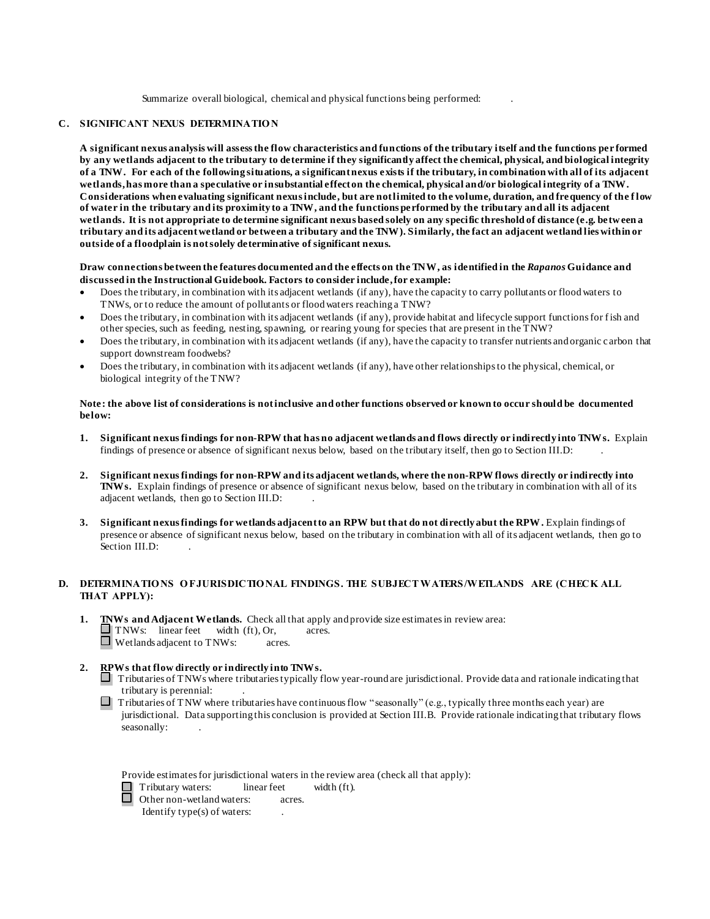Summarize overall biological, chemical and physical functions being performed: .

### C. SIGNIFICANT NEXUS DETERMINATION

**A significant nexus analysis will assess the flow characteristics and functions of the tributary itself and the functions performed by any wetlands adjacent to the tributary to determine if they significantly affect the chemical, physical, and biological integrity of a TNW. For each of the following situations, a significant nexus exists if the tributary, in combination with all of its adjacent wetlands, has more than a speculative or insubstantial effect on the chemical, physical and/or biological integrity of a TNW. Considerations when evaluating significant nexus include, but are not limited to the volume, duration, and frequency of the flow of water in the tributary and its proximity to a TNW, and the functions performed by the tributary and all its adjacent wetlands. It is not appropriate to determine significant nexus based solely on any specific threshold of distance (e.g. between a tributary and its adjacent wetland or between a tributary and the TNW). Similarly, the fact an adjacent wetland lies within or outside of a floodplain is not solely determinative of significant nexus.**

**Draw connections between the features documented and the effects on the TNW, as identified in the *Rapanos* Guidance and discussed in the Instructional Guidebook. Factors to consider include, for example:**

- Does the tributary, in combination with its adjacent wetlands (if any), have the capacity to carry pollutants or flood waters to TNWs, or to reduce the amount of pollutants or flood waters reaching a TNW?
- Does the tributary, in combination with its adjacent wetlands (if any), provide habitat and lifecycle support functions for fish and other species, such as feeding, nesting, spawning, or rearing young for species that are present in the TNW?
- Does the tributary, in combination with its adjacent wetlands (if any), have the capacity to transfer nutrients and organic carbon that support downstream foodwebs?
- Does the tributary, in combination with its adjacent wetlands (if any), have other relationships to the physical, chemical, or biological integrity of the TNW?

**Note: the above list of considerations is not inclusive and other functions observed or known to occur should be documented below:**

1. **Significant nexus findings for non-RPW that has no adjacent wetlands and flows directly or indirectly into TNWs.** Explain findings of presence or absence of significant nexus below, based on the tributary itself, then go to Section III.D: .

2. **Significant nexus findings for non-RPW and its adjacent wetlands, where the non-RPW flows directly or indirectly into TNWs.** Explain findings of presence or absence of significant nexus below, based on the tributary in combination with all of its adjacent wetlands, then go to Section III.D: .

3. **Significant nexus findings for wetlands adjacent to an RPW but that do not directly abut the RPW.** Explain findings of presence or absence of significant nexus below, based on the tributary in combination with all of its adjacent wetlands, then go to Section III.D: .

### D. DETERMINATIONS OF JURISDICTIONAL FINDINGS. THE SUBJECT WATERS/WETLANDS ARE (CHECK ALL THAT APPLY):

1. **TNWs and Adjacent Wetlands.** Check all that apply and provide size estimates in review area:
   - ☐ TNWs: linear feet width (ft), Or, acres.
   - ☐ Wetlands adjacent to TNWs: acres.

2. **RPWs that flow directly or indirectly into TNWs.**
   - ☐ Tributaries of TNWs where tributaries typically flow year-round are jurisdictional. Provide data and rationale indicating that tributary is perennial: .
   - ☐ Tributaries of TNW where tributaries have continuous flow "seasonally" (e.g., typically three months each year) are jurisdictional. Data supporting this conclusion is provided at Section III.B. Provide rationale indicating that tributary flows seasonally: .

   Provide estimates for jurisdictional waters in the review area (check all that apply):
   - ☐ Tributary waters: linear feet width (ft).
   - ☐ Other non-wetland waters: acres.
     Identify type(s) of waters: .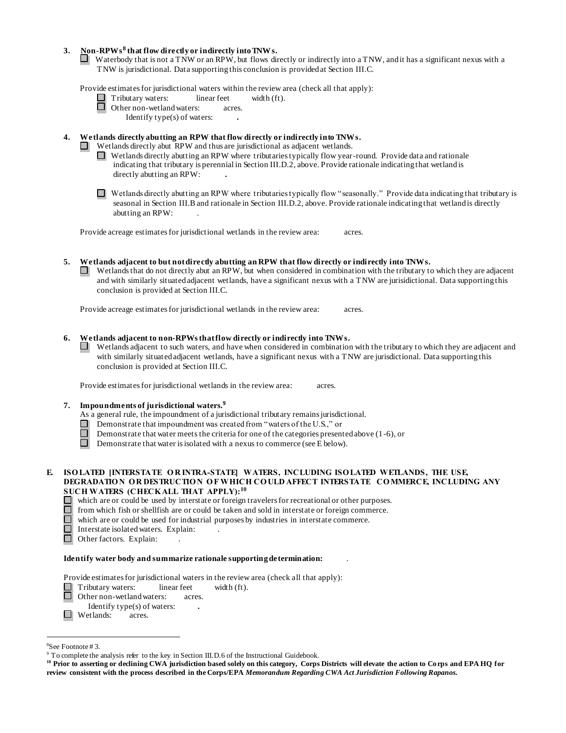**3. Non-RPWs[8] that flow directly or indirectly into TNWs.**

☐ Waterbody that is not a TNW or an RPW, but flows directly or indirectly into a TNW, and it has a significant nexus with a TNW is jurisdictional. Data supporting this conclusion is provided at Section III.C.

Provide estimates for jurisdictional waters within the review area (check all that apply):

☐ Tributary waters: linear feet width (ft).
☐ Other non-wetland waters: acres.
Identify type(s) of waters: .

**4. Wetlands directly abutting an RPW that flow directly or indirectly into TNWs.**

☐ Wetlands directly abut RPW and thus are jurisdictional as adjacent wetlands.

☐ Wetlands directly abutting an RPW where tributaries typically flow year-round. Provide data and rationale indicating that tributary is perennial in Section III.D.2, above. Provide rationale indicating that wetland is directly abutting an RPW: .

☐ Wetlands directly abutting an RPW where tributaries typically flow "seasonally." Provide data indicating that tributary is seasonal in Section III.B and rationale in Section III.D.2, above. Provide rationale indicating that wetland is directly abutting an RPW: .

Provide acreage estimates for jurisdictional wetlands in the review area: acres.

**5. Wetlands adjacent to but not directly abutting an RPW that flow directly or indirectly into TNWs.**

☐ Wetlands that do not directly abut an RPW, but when considered in combination with the tributary to which they are adjacent and with similarly situated adjacent wetlands, have a significant nexus with a TNW are jurisidictional. Data supporting this conclusion is provided at Section III.C.

Provide acreage estimates for jurisdictional wetlands in the review area: acres.

**6. Wetlands adjacent to non-RPWs that flow directly or indirectly into TNWs.**

☐ Wetlands adjacent to such waters, and have when considered in combination with the tributary to which they are adjacent and with similarly situated adjacent wetlands, have a significant nexus with a TNW are jurisdictional. Data supporting this conclusion is provided at Section III.C.

Provide estimates for jurisdictional wetlands in the review area: acres.

**7. Impoundments of jurisdictional waters.[9]**

As a general rule, the impoundment of a jurisdictional tributary remains jurisdictional.

☐ Demonstrate that impoundment was created from "waters of the U.S.," or
☐ Demonstrate that water meets the criteria for one of the categories presented above (1-6), or
☐ Demonstrate that water is isolated with a nexus to commerce (see E below).

**E. ISOLATED [INTERSTATE OR INTRA-STATE] WATERS, INCLUDING ISOLATED WETLANDS, THE USE, DEGRADATION OR DESTRUCTION OF WHICH COULD AFFECT INTERSTATE COMMERCE, INCLUDING ANY SUCH WATERS (CHECK ALL THAT APPLY):[10]**

☐ which are or could be used by interstate or foreign travelers for recreational or other purposes.
☐ from which fish or shellfish are or could be taken and sold in interstate or foreign commerce.
☐ which are or could be used for industrial purposes by industries in interstate commerce.
☐ Interstate isolated waters. Explain: .
☐ Other factors. Explain: .

**Identify water body and summarize rationale supporting determination:** .

Provide estimates for jurisdictional waters in the review area (check all that apply):

☐ Tributary waters: linear feet width (ft).
☐ Other non-wetland waters: acres.
Identify type(s) of waters: .
☐ Wetlands: acres.

---

[8] See Footnote # 3.

[9] To complete the analysis refer to the key in Section III.D.6 of the Instructional Guidebook.

[10] **Prior to asserting or declining CWA jurisdiction based solely on this category, Corps Districts will elevate the action to Corps and EPA HQ for review consistent with the process described in the Corps/EPA *Memorandum Regarding CWA Act Jurisdiction Following Rapanos.***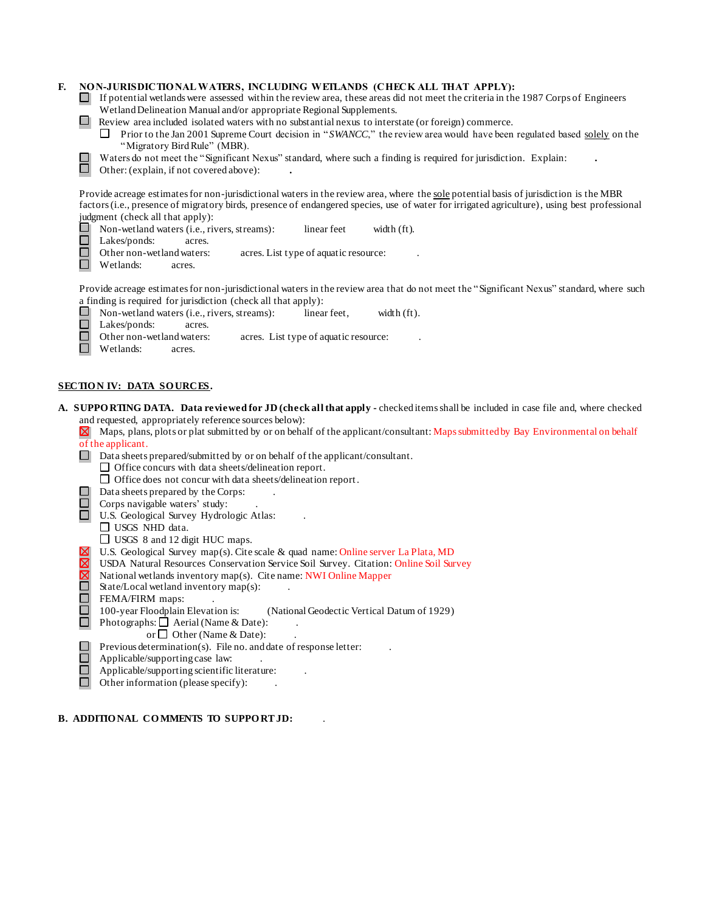**F. NON-JURISDICTIONAL WATERS, INCLUDING WETLANDS (CHECK ALL THAT APPLY):**

- ☐ If potential wetlands were assessed within the review area, these areas did not meet the criteria in the 1987 Corps of Engineers Wetland Delineation Manual and/or appropriate Regional Supplements.
- ☐ Review area included isolated waters with no substantial nexus to interstate (or foreign) commerce.
  - ☐ Prior to the Jan 2001 Supreme Court decision in "*SWANCC*," the review area would have been regulated based solely on the "Migratory Bird Rule" (MBR).
- ☐ Waters do not meet the "Significant Nexus" standard, where such a finding is required for jurisdiction. Explain: **.**
- ☐ Other: (explain, if not covered above): **.**

Provide acreage estimates for non-jurisdictional waters in the review area, where the sole potential basis of jurisdiction is the MBR factors (i.e., presence of migratory birds, presence of endangered species, use of water for irrigated agriculture), using best professional judgment (check all that apply):

- ☐ Non-wetland waters (i.e., rivers, streams): linear feet width (ft).
- ☐ Lakes/ponds: acres.
- ☐ Other non-wetland waters: acres. List type of aquatic resource: .
- ☐ Wetlands: acres.

Provide acreage estimates for non-jurisdictional waters in the review area that do not meet the "Significant Nexus" standard, where such a finding is required for jurisdiction (check all that apply):

- ☐ Non-wetland waters (i.e., rivers, streams): linear feet, width (ft).
- ☐ Lakes/ponds: acres.
- ☐ Other non-wetland waters: acres. List type of aquatic resource: .
- ☐ Wetlands: acres.

**SECTION IV: DATA SOURCES.**

**A. SUPPORTING DATA. Data reviewed for JD (check all that apply -** checked items shall be included in case file and, where checked and requested, appropriately reference sources below):

- ☒ Maps, plans, plots or plat submitted by or on behalf of the applicant/consultant: Maps submitted by Bay Environmental on behalf of the applicant.
- ☐ Data sheets prepared/submitted by or on behalf of the applicant/consultant.
  - ☐ Office concurs with data sheets/delineation report.
  - ☐ Office does not concur with data sheets/delineation report.
- ☐ Data sheets prepared by the Corps: .
- ☐ Corps navigable waters' study: .
- ☐ U.S. Geological Survey Hydrologic Atlas: .
  - ☐ USGS NHD data.
  - ☐ USGS 8 and 12 digit HUC maps.
- ☒ U.S. Geological Survey map(s). Cite scale & quad name: Online server La Plata, MD
- ☒ USDA Natural Resources Conservation Service Soil Survey. Citation: Online Soil Survey
- ☒ National wetlands inventory map(s). Cite name: NWI Online Mapper
- ☐ State/Local wetland inventory map(s): .
- ☐ FEMA/FIRM maps: .
- ☐ 100-year Floodplain Elevation is: (National Geodectic Vertical Datum of 1929)
- ☐ Photographs: ☐ Aerial (Name & Date): .
  or ☐ Other (Name & Date): .
- ☐ Previous determination(s). File no. and date of response letter: .
- ☐ Applicable/supporting case law: .
- ☐ Applicable/supporting scientific literature: .
- ☐ Other information (please specify): .

**B. ADDITIONAL COMMENTS TO SUPPORT JD:** .